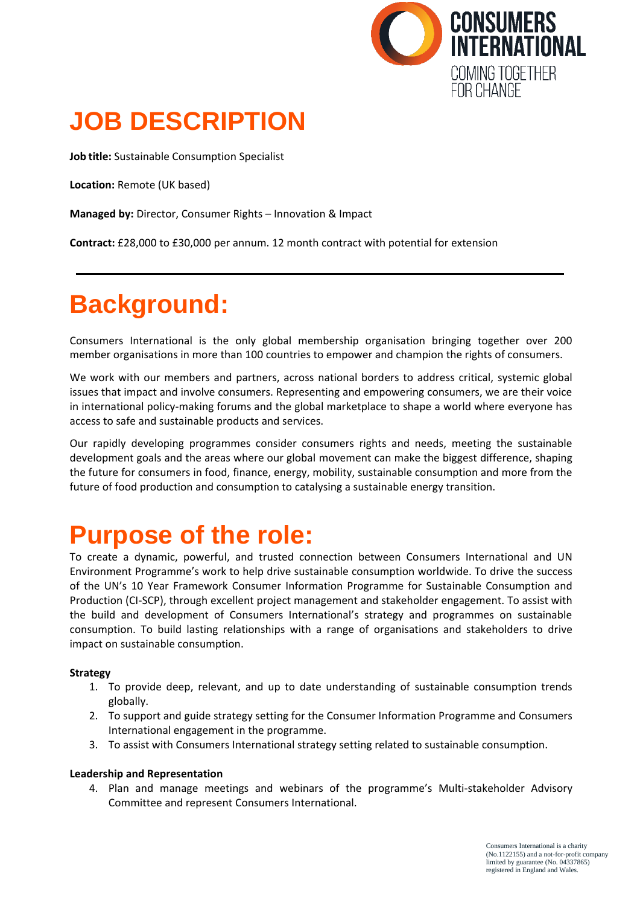# JOB DESCRIPTION

**Job title:** Sustainable Consumption Specialist

**Location:** Remote (UK based)

**Managed by:** Director, Consumer Rights – Innovation & Impact

**Contract:** £28,000 to £30,000 per annum. 12 month contract with potential for extension

---

# Background:

Consumers International is the only global membership organisation bringing together over 200 member organisations in more than 100 countries to empower and champion the rights of consumers.

We work with our members and partners, across national borders to address critical, systemic global issues that impact and involve consumers. Representing and empowering consumers, we are their voice in international policy-making forums and the global marketplace to shape a world where everyone has access to safe and sustainable products and services.

Our rapidly developing programmes consider consumers rights and needs, meeting the sustainable development goals and the areas where our global movement can make the biggest difference, shaping the future for consumers in food, finance, energy, mobility, sustainable consumption and more from the future of food production and consumption to catalysing a sustainable energy transition.

# Purpose of the role:

To create a dynamic, powerful, and trusted connection between Consumers International and UN Environment Programme's work to help drive sustainable consumption worldwide. To drive the success of the UN's 10 Year Framework Consumer Information Programme for Sustainable Consumption and Production (CI-SCP), through excellent project management and stakeholder engagement. To assist with the build and development of Consumers International's strategy and programmes on sustainable consumption. To build lasting relationships with a range of organisations and stakeholders to drive impact on sustainable consumption.

**Strategy**

1. To provide deep, relevant, and up to date understanding of sustainable consumption trends globally.
2. To support and guide strategy setting for the Consumer Information Programme and Consumers International engagement in the programme.
3. To assist with Consumers International strategy setting related to sustainable consumption.

**Leadership and Representation**

4. Plan and manage meetings and webinars of the programme's Multi-stakeholder Advisory Committee and represent Consumers International.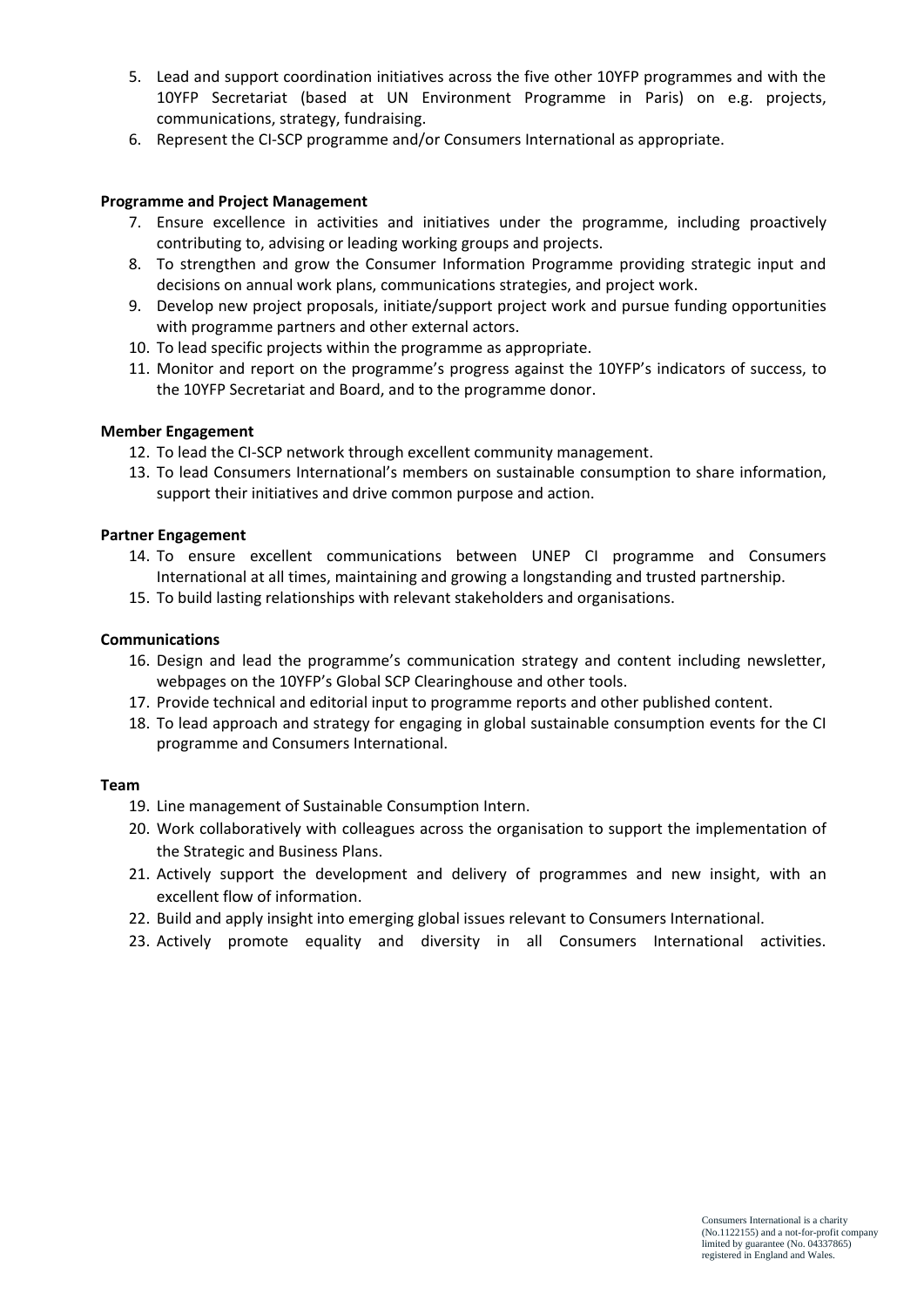5. Lead and support coordination initiatives across the five other 10YFP programmes and with the 10YFP Secretariat (based at UN Environment Programme in Paris) on e.g. projects, communications, strategy, fundraising.
6. Represent the CI-SCP programme and/or Consumers International as appropriate.

**Programme and Project Management**

7. Ensure excellence in activities and initiatives under the programme, including proactively contributing to, advising or leading working groups and projects.
8. To strengthen and grow the Consumer Information Programme providing strategic input and decisions on annual work plans, communications strategies, and project work.
9. Develop new project proposals, initiate/support project work and pursue funding opportunities with programme partners and other external actors.
10. To lead specific projects within the programme as appropriate.
11. Monitor and report on the programme's progress against the 10YFP's indicators of success, to the 10YFP Secretariat and Board, and to the programme donor.

**Member Engagement**

12. To lead the CI-SCP network through excellent community management.
13. To lead Consumers International's members on sustainable consumption to share information, support their initiatives and drive common purpose and action.

**Partner Engagement**

14. To ensure excellent communications between UNEP CI programme and Consumers International at all times, maintaining and growing a longstanding and trusted partnership.
15. To build lasting relationships with relevant stakeholders and organisations.

**Communications**

16. Design and lead the programme's communication strategy and content including newsletter, webpages on the 10YFP's Global SCP Clearinghouse and other tools.
17. Provide technical and editorial input to programme reports and other published content.
18. To lead approach and strategy for engaging in global sustainable consumption events for the CI programme and Consumers International.

**Team**

19. Line management of Sustainable Consumption Intern.
20. Work collaboratively with colleagues across the organisation to support the implementation of the Strategic and Business Plans.
21. Actively support the development and delivery of programmes and new insight, with an excellent flow of information.
22. Build and apply insight into emerging global issues relevant to Consumers International.
23. Actively promote equality and diversity in all Consumers International activities.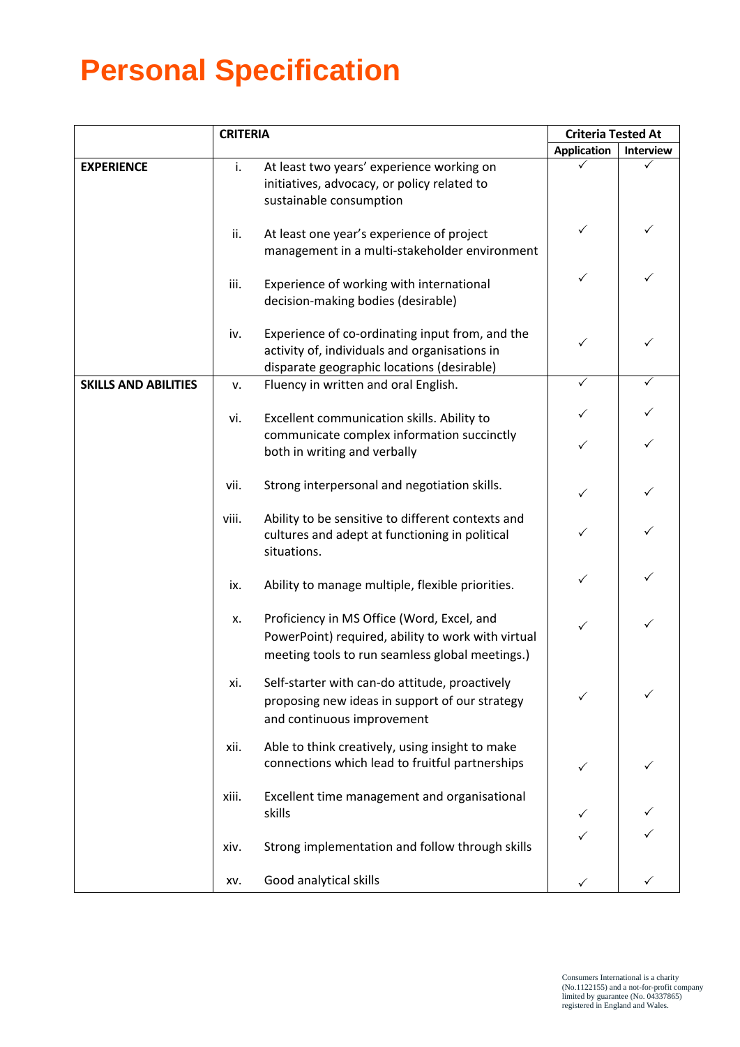# Personal Specification

| | CRITERIA | | Criteria Tested At | |
|---|---|---|---|---|
| | | | Application | Interview |
| **EXPERIENCE** | i. | At least two years' experience working on initiatives, advocacy, or policy related to sustainable consumption | ✓ | ✓ |
| | ii. | At least one year's experience of project management in a multi-stakeholder environment | ✓ | ✓ |
| | iii. | Experience of working with international decision-making bodies (desirable) | ✓ | ✓ |
| | iv. | Experience of co-ordinating input from, and the activity of, individuals and organisations in disparate geographic locations (desirable) | ✓ | ✓ |
| **SKILLS AND ABILITIES** | v. | Fluency in written and oral English. | ✓ | ✓ |
| | vi. | Excellent communication skills. Ability to communicate complex information succinctly both in writing and verbally | ✓<br>✓ | ✓<br>✓ |
| | vii. | Strong interpersonal and negotiation skills. | ✓ | ✓ |
| | viii. | Ability to be sensitive to different contexts and cultures and adept at functioning in political situations. | ✓ | ✓ |
| | ix. | Ability to manage multiple, flexible priorities. | ✓ | ✓ |
| | x. | Proficiency in MS Office (Word, Excel, and PowerPoint) required, ability to work with virtual meeting tools to run seamless global meetings.) | ✓ | ✓ |
| | xi. | Self-starter with can-do attitude, proactively proposing new ideas in support of our strategy and continuous improvement | ✓ | ✓ |
| | xii. | Able to think creatively, using insight to make connections which lead to fruitful partnerships | ✓ | ✓ |
| | xiii. | Excellent time management and organisational skills | ✓ | ✓ |
| | xiv. | Strong implementation and follow through skills | ✓ | ✓ |
| | xv. | Good analytical skills | ✓ | ✓ |

Consumers International is a charity (No.1122155) and a not-for-profit company limited by guarantee (No. 04337865) registered in England and Wales.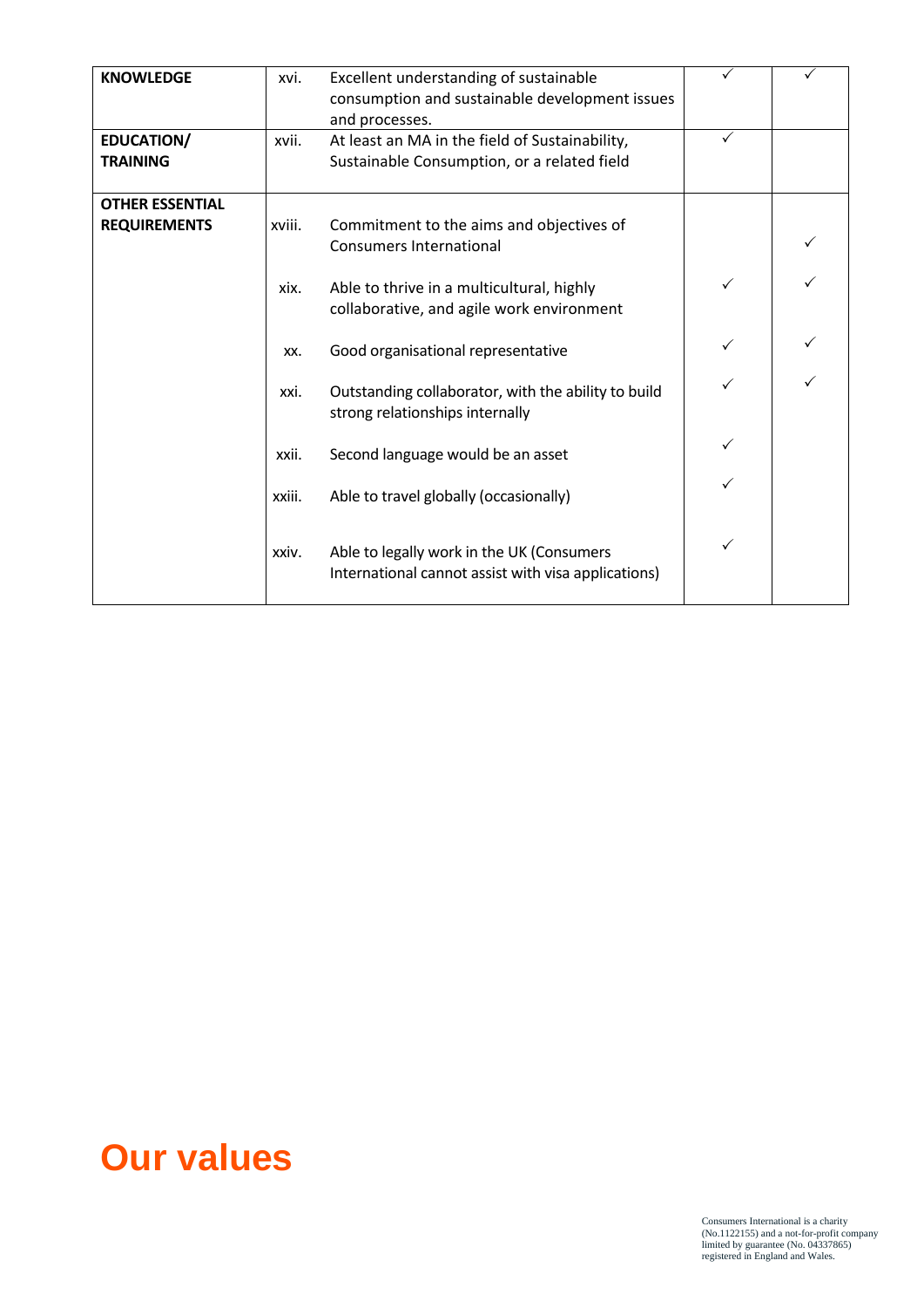| | | | | |
|---|---|---|---|---|
| **KNOWLEDGE** | xvi. | Excellent understanding of sustainable consumption and sustainable development issues and processes. | ✓ | ✓ |
| **EDUCATION/ TRAINING** | xvii. | At least an MA in the field of Sustainability, Sustainable Consumption, or a related field | ✓ | |
| **OTHER ESSENTIAL REQUIREMENTS** | xviii. | Commitment to the aims and objectives of Consumers International | | ✓ |
| | xix. | Able to thrive in a multicultural, highly collaborative, and agile work environment | ✓ | ✓ |
| | xx. | Good organisational representative | ✓ | ✓ |
| | xxi. | Outstanding collaborator, with the ability to build strong relationships internally | ✓ | ✓ |
| | xxii. | Second language would be an asset | ✓ | |
| | xxiii. | Able to travel globally (occasionally) | ✓ | |
| | xxiv. | Able to legally work in the UK (Consumers International cannot assist with visa applications) | ✓ | |

# Our values

Consumers International is a charity (No.1122155) and a not-for-profit company limited by guarantee (No. 04337865) registered in England and Wales.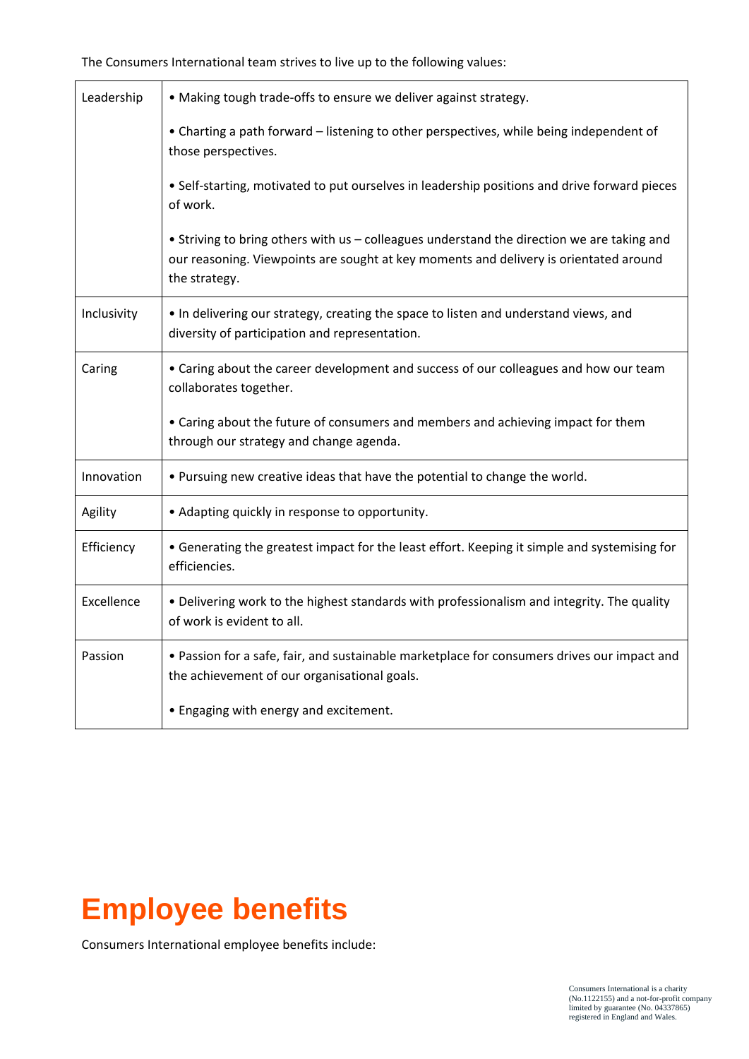The Consumers International team strives to live up to the following values:

| | |
|---|---|
| Leadership | • Making tough trade-offs to ensure we deliver against strategy.<br><br>• Charting a path forward – listening to other perspectives, while being independent of those perspectives.<br><br>• Self-starting, motivated to put ourselves in leadership positions and drive forward pieces of work.<br><br>• Striving to bring others with us – colleagues understand the direction we are taking and our reasoning. Viewpoints are sought at key moments and delivery is orientated around the strategy. |
| Inclusivity | • In delivering our strategy, creating the space to listen and understand views, and diversity of participation and representation. |
| Caring | • Caring about the career development and success of our colleagues and how our team collaborates together.<br><br>• Caring about the future of consumers and members and achieving impact for them through our strategy and change agenda. |
| Innovation | • Pursuing new creative ideas that have the potential to change the world. |
| Agility | • Adapting quickly in response to opportunity. |
| Efficiency | • Generating the greatest impact for the least effort. Keeping it simple and systemising for efficiencies. |
| Excellence | • Delivering work to the highest standards with professionalism and integrity. The quality of work is evident to all. |
| Passion | • Passion for a safe, fair, and sustainable marketplace for consumers drives our impact and the achievement of our organisational goals.<br><br>• Engaging with energy and excitement. |

# Employee benefits

Consumers International employee benefits include: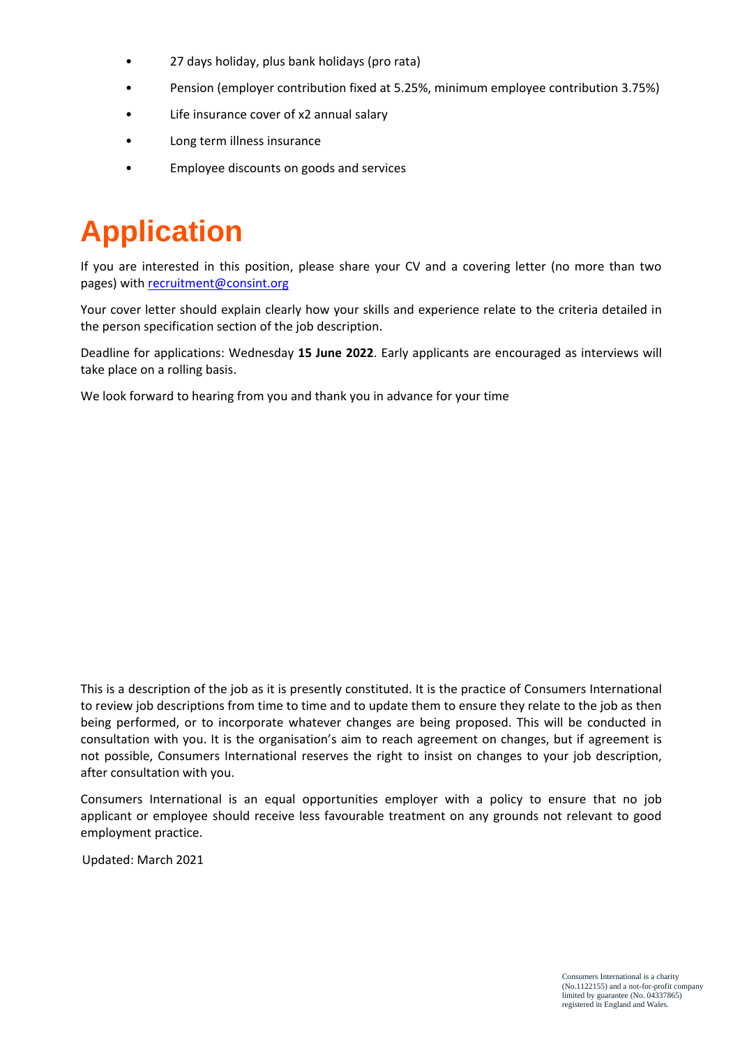- 27 days holiday, plus bank holidays (pro rata)
- Pension (employer contribution fixed at 5.25%, minimum employee contribution 3.75%)
- Life insurance cover of x2 annual salary
- Long term illness insurance
- Employee discounts on goods and services

# Application

If you are interested in this position, please share your CV and a covering letter (no more than two pages) with recruitment@consint.org

Your cover letter should explain clearly how your skills and experience relate to the criteria detailed in the person specification section of the job description.

Deadline for applications: Wednesday **15 June 2022**. Early applicants are encouraged as interviews will take place on a rolling basis.

We look forward to hearing from you and thank you in advance for your time

This is a description of the job as it is presently constituted. It is the practice of Consumers International to review job descriptions from time to time and to update them to ensure they relate to the job as then being performed, or to incorporate whatever changes are being proposed. This will be conducted in consultation with you. It is the organisation's aim to reach agreement on changes, but if agreement is not possible, Consumers International reserves the right to insist on changes to your job description, after consultation with you.

Consumers International is an equal opportunities employer with a policy to ensure that no job applicant or employee should receive less favourable treatment on any grounds not relevant to good employment practice.

Updated: March 2021

Consumers International is a charity (No.1122155) and a not-for-profit company limited by guarantee (No. 04337865) registered in England and Wales.